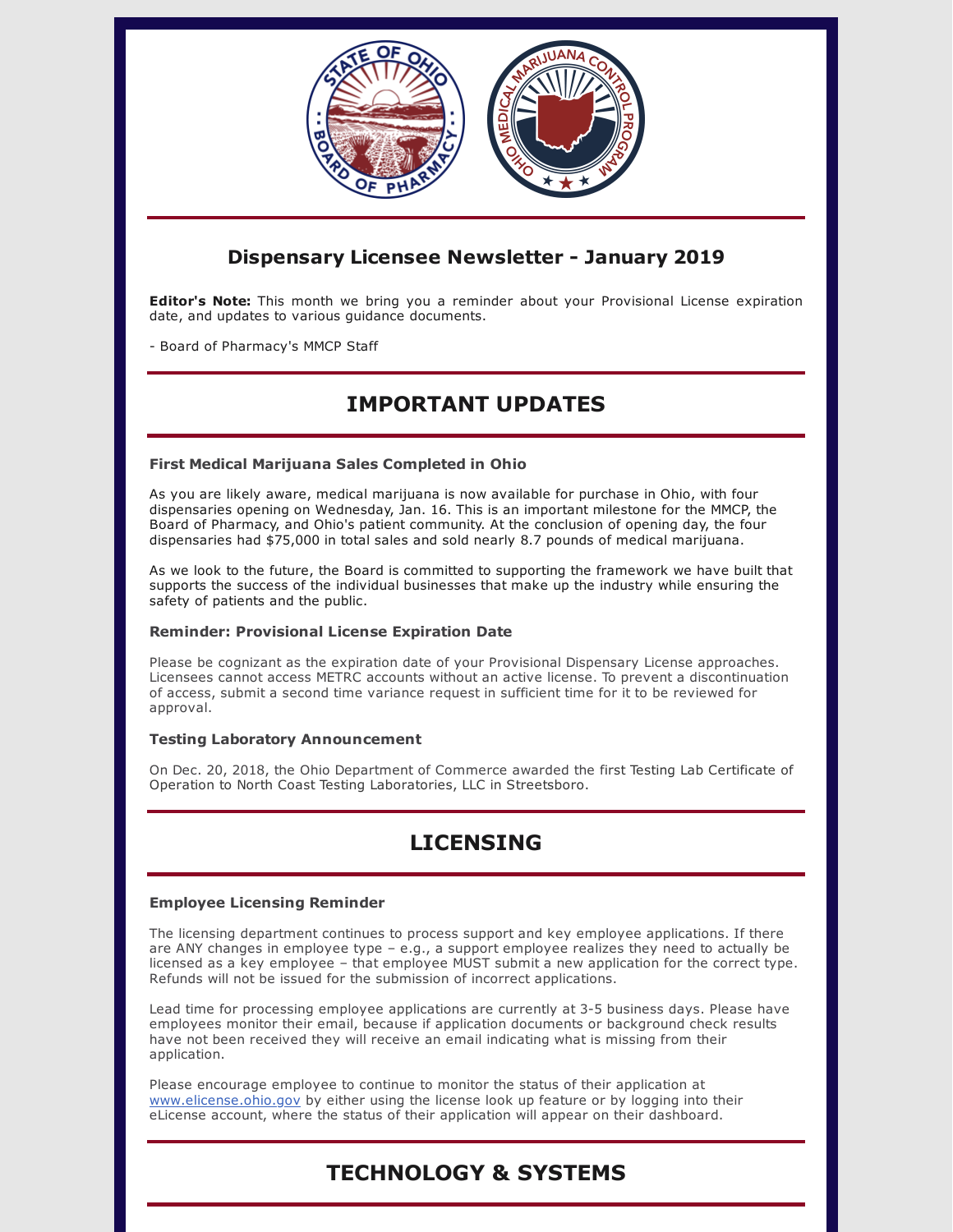## Dispensary Licensee Newsletter - January 2019

**Editor's Note:** This month we bring you a reminder about your Provisional License expiration date, and updates to various guidance documents.

- Board of Pharmacy's MMCP Staff

# IMPORTANT UPDATES

### First Medical Marijuana Sales Completed in Ohio

As you are likely aware, medical marijuana is now available for purchase in Ohio, with four dispensaries opening on Wednesday, Jan. 16. This is an important milestone for the MMCP, the Board of Pharmacy, and Ohio's patient community. At the conclusion of opening day, the four dispensaries had $75,000 in total sales and sold nearly 8.7 pounds of medical marijuana.

As we look to the future, the Board is committed to supporting the framework we have built that supports the success of the individual businesses that make up the industry while ensuring the safety of patients and the public.

### Reminder: Provisional License Expiration Date

Please be cognizant as the expiration date of your Provisional Dispensary License approaches. Licensees cannot access METRC accounts without an active license. To prevent a discontinuation of access, submit a second time variance request in sufficient time for it to be reviewed for approval.

### Testing Laboratory Announcement

On Dec. 20, 2018, the Ohio Department of Commerce awarded the first Testing Lab Certificate of Operation to North Coast Testing Laboratories, LLC in Streetsboro.

# LICENSING

### Employee Licensing Reminder

The licensing department continues to process support and key employee applications. If there are ANY changes in employee type – e.g., a support employee realizes they need to actually be licensed as a key employee – that employee MUST submit a new application for the correct type. Refunds will not be issued for the submission of incorrect applications.

Lead time for processing employee applications are currently at 3-5 business days. Please have employees monitor their email, because if application documents or background check results have not been received they will receive an email indicating what is missing from their application.

Please encourage employee to continue to monitor the status of their application at www.elicense.ohio.gov by either using the license look up feature or by logging into their eLicense account, where the status of their application will appear on their dashboard.

# TECHNOLOGY & SYSTEMS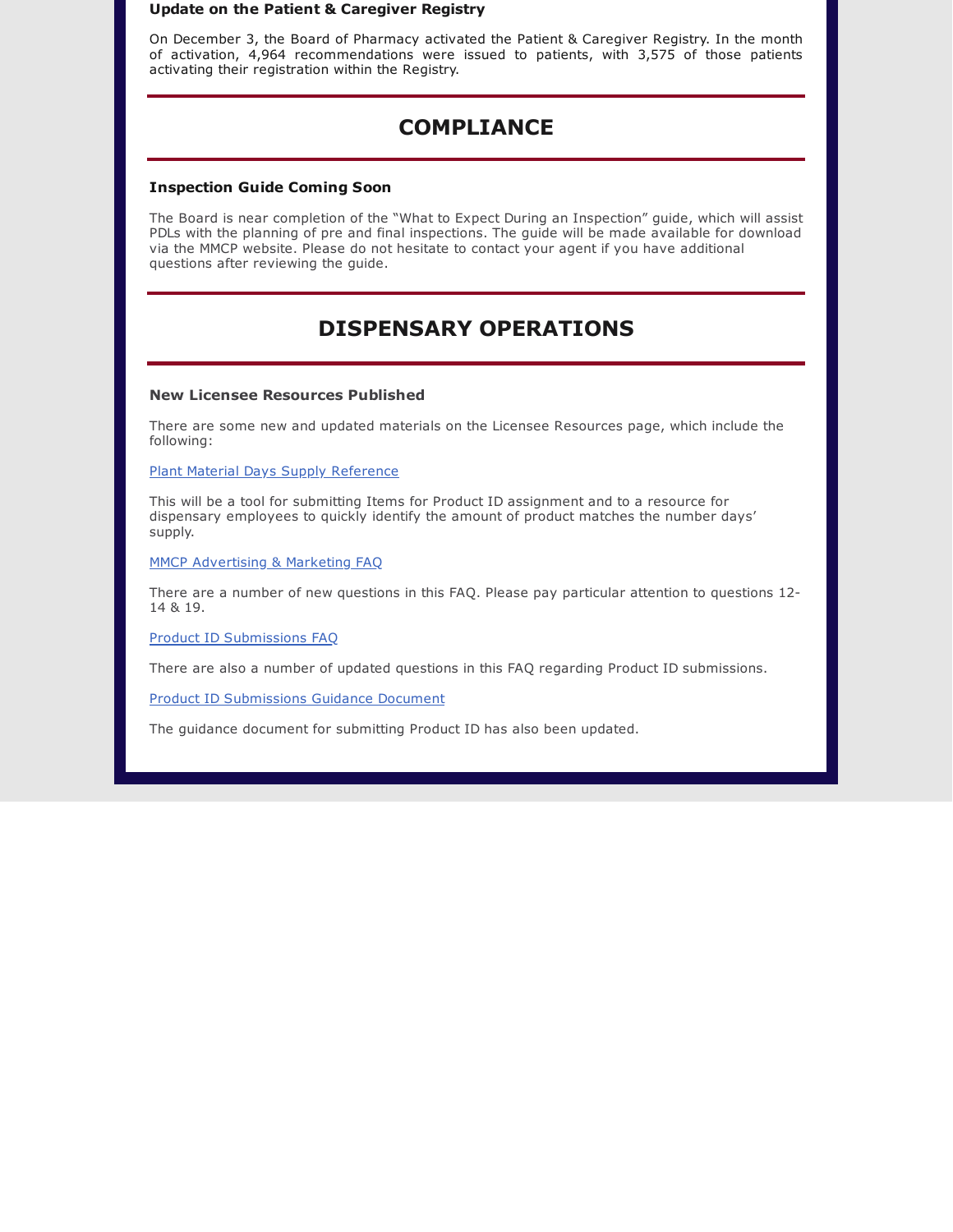### Update on the Patient & Caregiver Registry

On December 3, the Board of Pharmacy activated the Patient & Caregiver Registry. In the month of activation, 4,964 recommendations were issued to patients, with 3,575 of those patients activating their registration within the Registry.

## COMPLIANCE

### Inspection Guide Coming Soon

The Board is near completion of the "What to Expect During an Inspection" guide, which will assist PDLs with the planning of pre and final inspections. The guide will be made available for download via the MMCP website. Please do not hesitate to contact your agent if you have additional questions after reviewing the guide.

## DISPENSARY OPERATIONS

### New Licensee Resources Published

There are some new and updated materials on the Licensee Resources page, which include the following:

Plant Material Days Supply Reference

This will be a tool for submitting Items for Product ID assignment and to a resource for dispensary employees to quickly identify the amount of product matches the number days' supply.

MMCP Advertising & Marketing FAQ

There are a number of new questions in this FAQ. Please pay particular attention to questions 12-14 & 19.

Product ID Submissions FAQ

There are also a number of updated questions in this FAQ regarding Product ID submissions.

Product ID Submissions Guidance Document

The guidance document for submitting Product ID has also been updated.